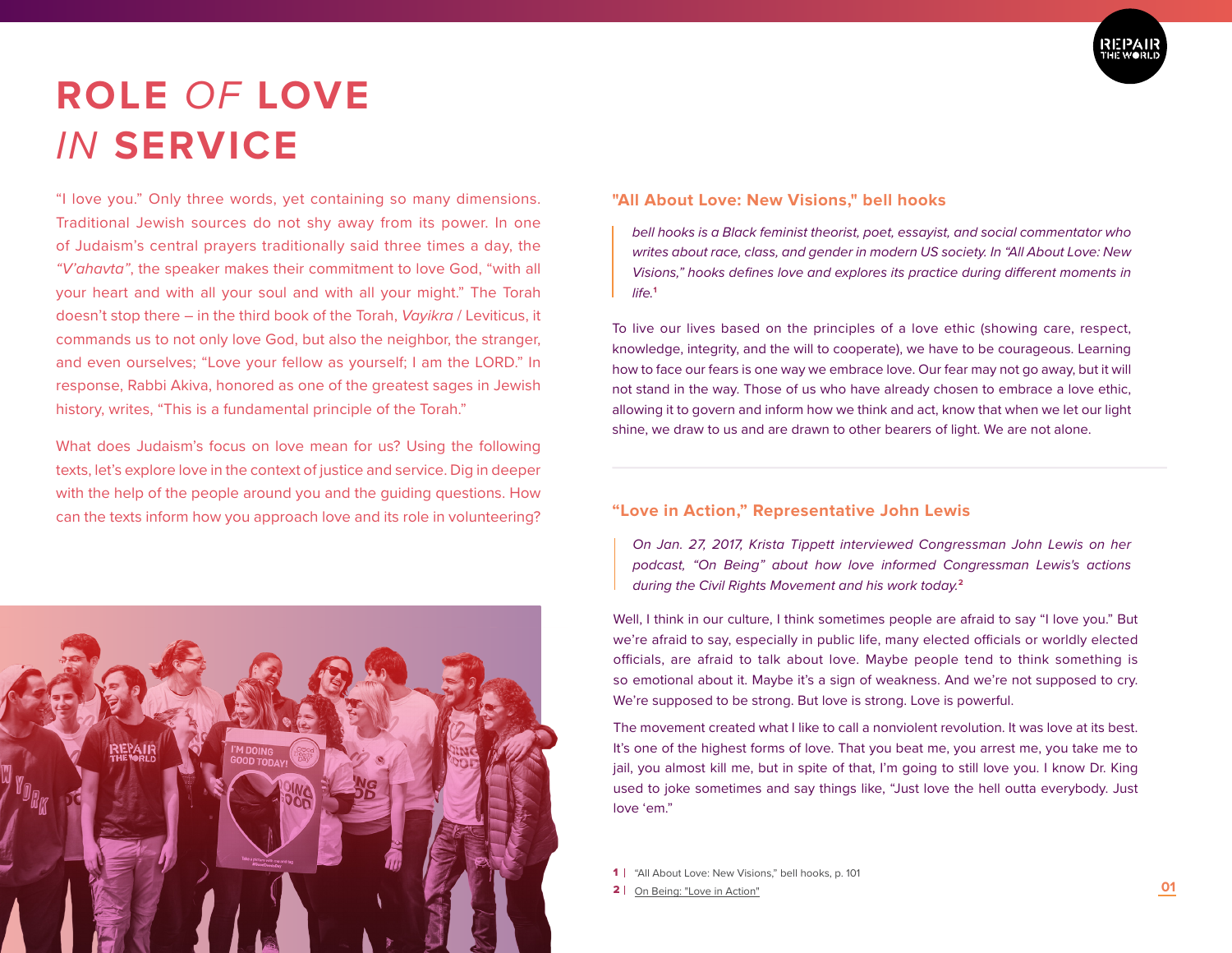# ROLE *OF* LOVE *IN* SERVICE

"I love you." Only three words, yet containing so many dimensions. Traditional Jewish sources do not shy away from its power. In one of Judaism's central prayers traditionally said three times a day, the *"V'ahavta"*, the speaker makes their commitment to love God, "with all your heart and with all your soul and with all your might." The Torah doesn't stop there – in the third book of the Torah, *Vayikra* / Leviticus, it commands us to not only love God, but also the neighbor, the stranger, and even ourselves; "Love your fellow as yourself; I am the LORD." In response, Rabbi Akiva, honored as one of the greatest sages in Jewish history, writes, "This is a fundamental principle of the Torah."

What does Judaism's focus on love mean for us? Using the following texts, let's explore love in the context of justice and service. Dig in deeper with the help of the people around you and the guiding questions. How can the texts inform how you approach love and its role in volunteering?

## "All About Love: New Visions," bell hooks

*bell hooks is a Black feminist theorist, poet, essayist, and social commentator who writes about race, class, and gender in modern US society. In "All About Love: New Visions," hooks defines love and explores its practice during different moments in life.*[1]

To live our lives based on the principles of a love ethic (showing care, respect, knowledge, integrity, and the will to cooperate), we have to be courageous. Learning how to face our fears is one way we embrace love. Our fear may not go away, but it will not stand in the way. Those of us who have already chosen to embrace a love ethic, allowing it to govern and inform how we think and act, know that when we let our light shine, we draw to us and are drawn to other bearers of light. We are not alone.

## "Love in Action," Representative John Lewis

*On Jan. 27, 2017, Krista Tippett interviewed Congressman John Lewis on her podcast, "On Being" about how love informed Congressman Lewis's actions during the Civil Rights Movement and his work today.*[2]

Well, I think in our culture, I think sometimes people are afraid to say "I love you." But we're afraid to say, especially in public life, many elected officials or worldly elected officials, are afraid to talk about love. Maybe people tend to think something is so emotional about it. Maybe it's a sign of weakness. And we're not supposed to cry. We're supposed to be strong. But love is strong. Love is powerful.

The movement created what I like to call a nonviolent revolution. It was love at its best. It's one of the highest forms of love. That you beat me, you arrest me, you take me to jail, you almost kill me, but in spite of that, I'm going to still love you. I know Dr. King used to joke sometimes and say things like, "Just love the hell outta everybody. Just love 'em."

1 | "All About Love: New Visions," bell hooks, p. 101

2 | On Being: "Love in Action"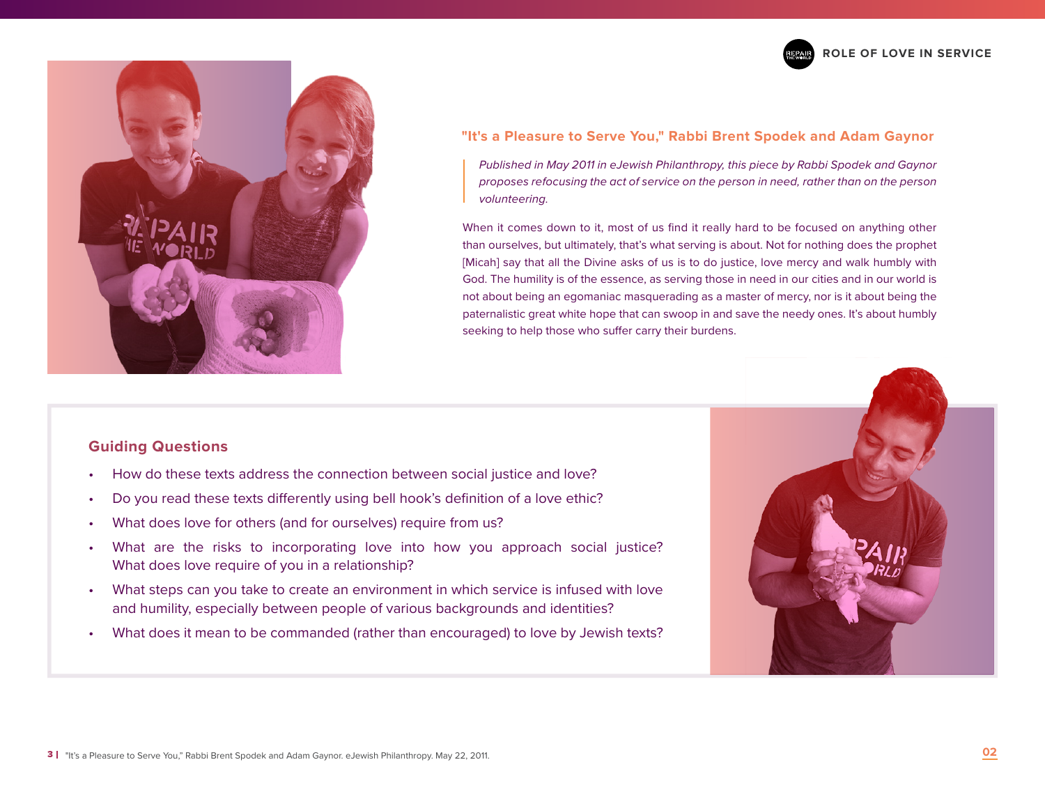## "It's a Pleasure to Serve You," Rabbi Brent Spodek and Adam Gaynor

> *Published in May 2011 in eJewish Philanthropy, this piece by Rabbi Spodek and Gaynor proposes refocusing the act of service on the person in need, rather than on the person volunteering.*

When it comes down to it, most of us find it really hard to be focused on anything other than ourselves, but ultimately, that's what serving is about. Not for nothing does the prophet [Micah] say that all the Divine asks of us is to do justice, love mercy and walk humbly with God. The humility is of the essence, as serving those in need in our cities and in our world is not about being an egomaniac masquerading as a master of mercy, nor is it about being the paternalistic great white hope that can swoop in and save the needy ones. It's about humbly seeking to help those who suffer carry their burdens.

### Guiding Questions

- How do these texts address the connection between social justice and love?
- Do you read these texts differently using bell hook's definition of a love ethic?
- What does love for others (and for ourselves) require from us?
- What are the risks to incorporating love into how you approach social justice? What does love require of you in a relationship?
- What steps can you take to create an environment in which service is infused with love and humility, especially between people of various backgrounds and identities?
- What does it mean to be commanded (rather than encouraged) to love by Jewish texts?

3 | "It's a Pleasure to Serve You," Rabbi Brent Spodek and Adam Gaynor. eJewish Philanthropy. May 22, 2011.